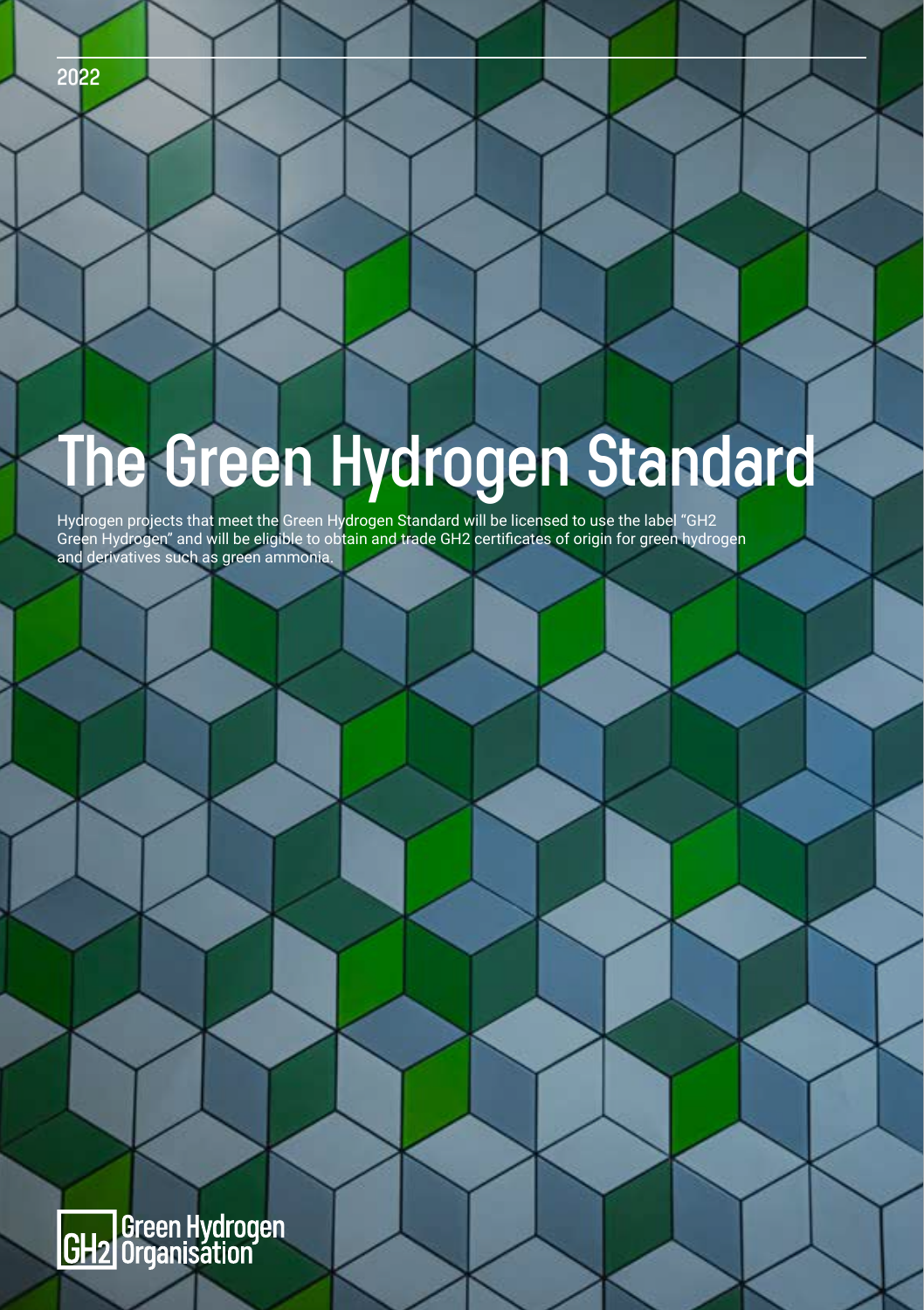2022

# The Green Hydrogen Standard

Hydrogen projects that meet the Green Hydrogen Standard will be licensed to use the label "GH2 Green Hydrogen" and will be eligible to obtain and trade GH2 certificates of origin for green hydrogen and derivatives such as green ammonia.

GH2 Green Hydrogen Organisation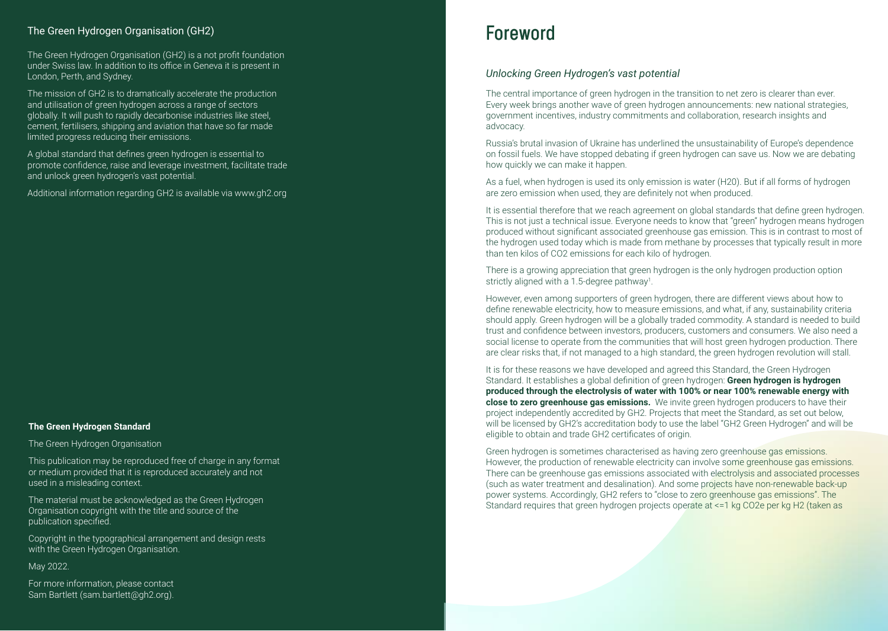## The Green Hydrogen Organisation (GH2)

The Green Hydrogen Organisation (GH2) is a not profit foundation under Swiss law. In addition to its office in Geneva it is present in London, Perth, and Sydney.

The mission of GH2 is to dramatically accelerate the production and utilisation of green hydrogen across a range of sectors globally. It will push to rapidly decarbonise industries like steel, cement, fertilisers, shipping and aviation that have so far made limited progress reducing their emissions.

A global standard that defines green hydrogen is essential to promote confidence, raise and leverage investment, facilitate trade and unlock green hydrogen's vast potential.

Additional information regarding GH2 is available via www.gh2.org

**The Green Hydrogen Standard**

The Green Hydrogen Organisation

This publication may be reproduced free of charge in any format or medium provided that it is reproduced accurately and not used in a misleading context.

The material must be acknowledged as the Green Hydrogen Organisation copyright with the title and source of the publication specified.

Copyright in the typographical arrangement and design rests with the Green Hydrogen Organisation.

May 2022.

For more information, please contact Sam Bartlett (sam.bartlett@gh2.org).

# Foreword

### *Unlocking Green Hydrogen's vast potential*

The central importance of green hydrogen in the transition to net zero is clearer than ever. Every week brings another wave of green hydrogen announcements: new national strategies, government incentives, industry commitments and collaboration, research insights and advocacy.

Russia's brutal invasion of Ukraine has underlined the unsustainability of Europe's dependence on fossil fuels. We have stopped debating if green hydrogen can save us. Now we are debating how quickly we can make it happen.

As a fuel, when hydrogen is used its only emission is water (H20). But if all forms of hydrogen are zero emission when used, they are definitely not when produced.

It is essential therefore that we reach agreement on global standards that define green hydrogen. This is not just a technical issue. Everyone needs to know that "green" hydrogen means hydrogen produced without significant associated greenhouse gas emission. This is in contrast to most of the hydrogen used today which is made from methane by processes that typically result in more than ten kilos of CO2 emissions for each kilo of hydrogen.

There is a growing appreciation that green hydrogen is the only hydrogen production option strictly aligned with a 1.5-degree pathway[1].

However, even among supporters of green hydrogen, there are different views about how to define renewable electricity, how to measure emissions, and what, if any, sustainability criteria should apply. Green hydrogen will be a globally traded commodity. A standard is needed to build trust and confidence between investors, producers, customers and consumers. We also need a social license to operate from the communities that will host green hydrogen production. There are clear risks that, if not managed to a high standard, the green hydrogen revolution will stall.

It is for these reasons we have developed and agreed this Standard, the Green Hydrogen Standard. It establishes a global definition of green hydrogen: **Green hydrogen is hydrogen produced through the electrolysis of water with 100% or near 100% renewable energy with close to zero greenhouse gas emissions.** We invite green hydrogen producers to have their project independently accredited by GH2. Projects that meet the Standard, as set out below, will be licensed by GH2's accreditation body to use the label "GH2 Green Hydrogen" and will be eligible to obtain and trade GH2 certificates of origin.

Green hydrogen is sometimes characterised as having zero greenhouse gas emissions. However, the production of renewable electricity can involve some greenhouse gas emissions. There can be greenhouse gas emissions associated with electrolysis and associated processes (such as water treatment and desalination). And some projects have non-renewable back-up power systems. Accordingly, GH2 refers to "close to zero greenhouse gas emissions". The Standard requires that green hydrogen projects operate at <=1 kg CO2e per kg H2 (taken as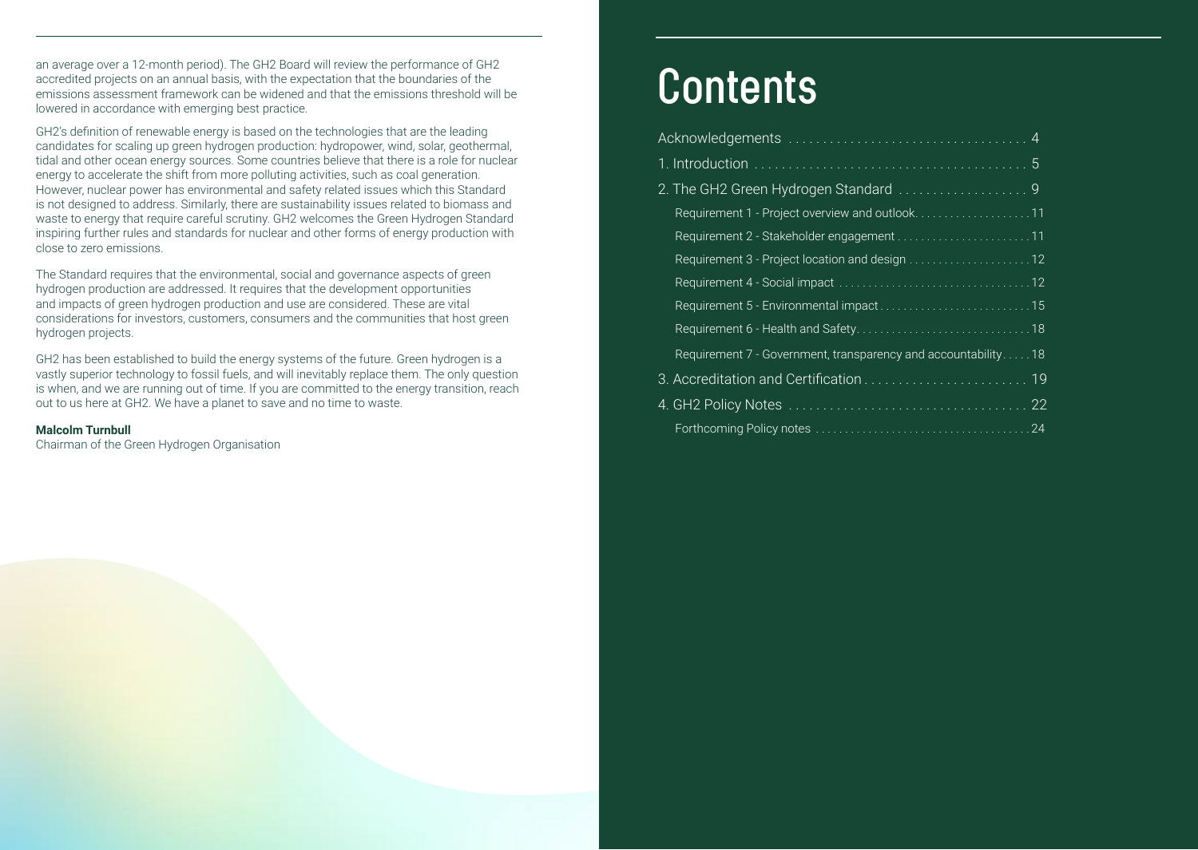an average over a 12-month period). The GH2 Board will review the performance of GH2 accredited projects on an annual basis, with the expectation that the boundaries of the emissions assessment framework can be widened and that the emissions threshold will be lowered in accordance with emerging best practice.

GH2's definition of renewable energy is based on the technologies that are the leading candidates for scaling up green hydrogen production: hydropower, wind, solar, geothermal, tidal and other ocean energy sources. Some countries believe that there is a role for nuclear energy to accelerate the shift from more polluting activities, such as coal generation. However, nuclear power has environmental and safety related issues which this Standard is not designed to address. Similarly, there are sustainability issues related to biomass and waste to energy that require careful scrutiny. GH2 welcomes the Green Hydrogen Standard inspiring further rules and standards for nuclear and other forms of energy production with close to zero emissions.

The Standard requires that the environmental, social and governance aspects of green hydrogen production are addressed. It requires that the development opportunities and impacts of green hydrogen production and use are considered. These are vital considerations for investors, customers, consumers and the communities that host green hydrogen projects.

GH2 has been established to build the energy systems of the future. Green hydrogen is a vastly superior technology to fossil fuels, and will inevitably replace them. The only question is when, and we are running out of time. If you are committed to the energy transition, reach out to us here at GH2. We have a planet to save and no time to waste.

**Malcolm Turnbull**
Chairman of the Green Hydrogen Organisation

# Contents

- Acknowledgements . . . . . 4
- 1. Introduction . . . . . 5
- 2. The GH2 Green Hydrogen Standard . . . . . 9
  - Requirement 1 - Project overview and outlook . . . . . 11
  - Requirement 2 - Stakeholder engagement . . . . . 11
  - Requirement 3 - Project location and design . . . . . 12
  - Requirement 4 - Social impact . . . . . 12
  - Requirement 5 - Environmental impact . . . . . 15
  - Requirement 6 - Health and Safety . . . . . 18
  - Requirement 7 - Government, transparency and accountability . . . . . 18
- 3. Accreditation and Certification . . . . . 19
- 4. GH2 Policy Notes . . . . . 22
  - Forthcoming Policy notes . . . . . 24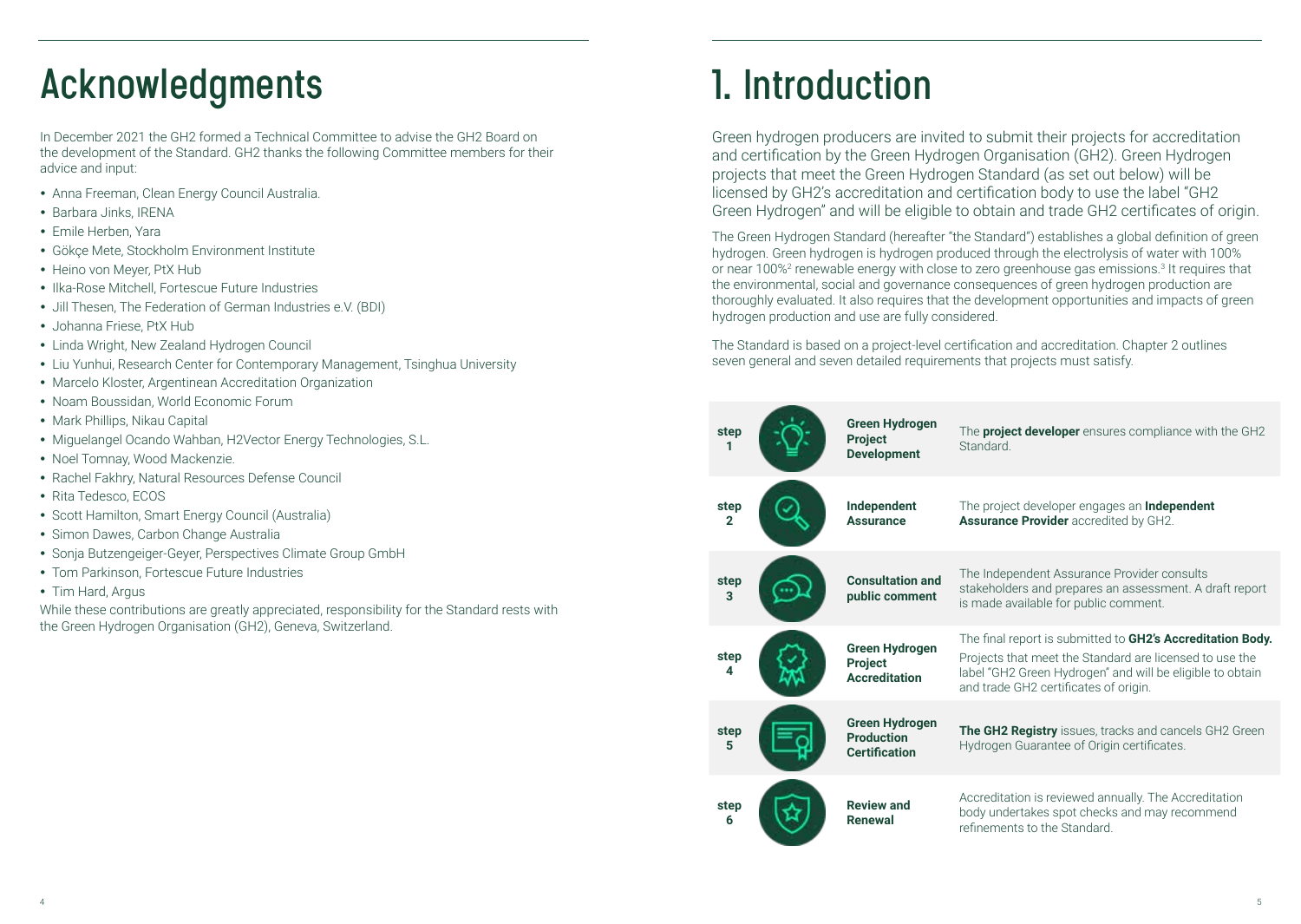# Acknowledgments

In December 2021 the GH2 formed a Technical Committee to advise the GH2 Board on the development of the Standard. GH2 thanks the following Committee members for their advice and input:

- Anna Freeman, Clean Energy Council Australia.
- Barbara Jinks, IRENA
- Emile Herben, Yara
- Gökçe Mete, Stockholm Environment Institute
- Heino von Meyer, PtX Hub
- Ilka-Rose Mitchell, Fortescue Future Industries
- Jill Thesen, The Federation of German Industries e.V. (BDI)
- Johanna Friese, PtX Hub
- Linda Wright, New Zealand Hydrogen Council
- Liu Yunhui, Research Center for Contemporary Management, Tsinghua University
- Marcelo Kloster, Argentinean Accreditation Organization
- Noam Boussidan, World Economic Forum
- Mark Phillips, Nikau Capital
- Miguelangel Ocando Wahban, H2Vector Energy Technologies, S.L.
- Noel Tomnay, Wood Mackenzie.
- Rachel Fakhry, Natural Resources Defense Council
- Rita Tedesco, ECOS
- Scott Hamilton, Smart Energy Council (Australia)
- Simon Dawes, Carbon Change Australia
- Sonja Butzengeiger-Geyer, Perspectives Climate Group GmbH
- Tom Parkinson, Fortescue Future Industries
- Tim Hard, Argus

While these contributions are greatly appreciated, responsibility for the Standard rests with the Green Hydrogen Organisation (GH2), Geneva, Switzerland.

# 1. Introduction

Green hydrogen producers are invited to submit their projects for accreditation and certification by the Green Hydrogen Organisation (GH2). Green Hydrogen projects that meet the Green Hydrogen Standard (as set out below) will be licensed by GH2's accreditation and certification body to use the label "GH2 Green Hydrogen" and will be eligible to obtain and trade GH2 certificates of origin.

The Green Hydrogen Standard (hereafter "the Standard") establishes a global definition of green hydrogen. Green hydrogen is hydrogen produced through the electrolysis of water with 100% or near 100%[2] renewable energy with close to zero greenhouse gas emissions.[3] It requires that the environmental, social and governance consequences of green hydrogen production are thoroughly evaluated. It also requires that the development opportunities and impacts of green hydrogen production and use are fully considered.

The Standard is based on a project-level certification and accreditation. Chapter 2 outlines seven general and seven detailed requirements that projects must satisfy.

| Step | Stage | Description |
|---|---|---|
| step 1 | **Green Hydrogen Project Development** | The **project developer** ensures compliance with the GH2 Standard. |
| step 2 | **Independent Assurance** | The project developer engages an **Independent Assurance Provider** accredited by GH2. |
| step 3 | **Consultation and public comment** | The Independent Assurance Provider consults stakeholders and prepares an assessment. A draft report is made available for public comment. |
| step 4 | **Green Hydrogen Project Accreditation** | The final report is submitted to **GH2's Accreditation Body.** Projects that meet the Standard are licensed to use the label "GH2 Green Hydrogen" and will be eligible to obtain and trade GH2 certificates of origin. |
| step 5 | **Green Hydrogen Production Certification** | **The GH2 Registry** issues, tracks and cancels GH2 Green Hydrogen Guarantee of Origin certificates. |
| step 6 | **Review and Renewal** | Accreditation is reviewed annually. The Accreditation body undertakes spot checks and may recommend refinements to the Standard. |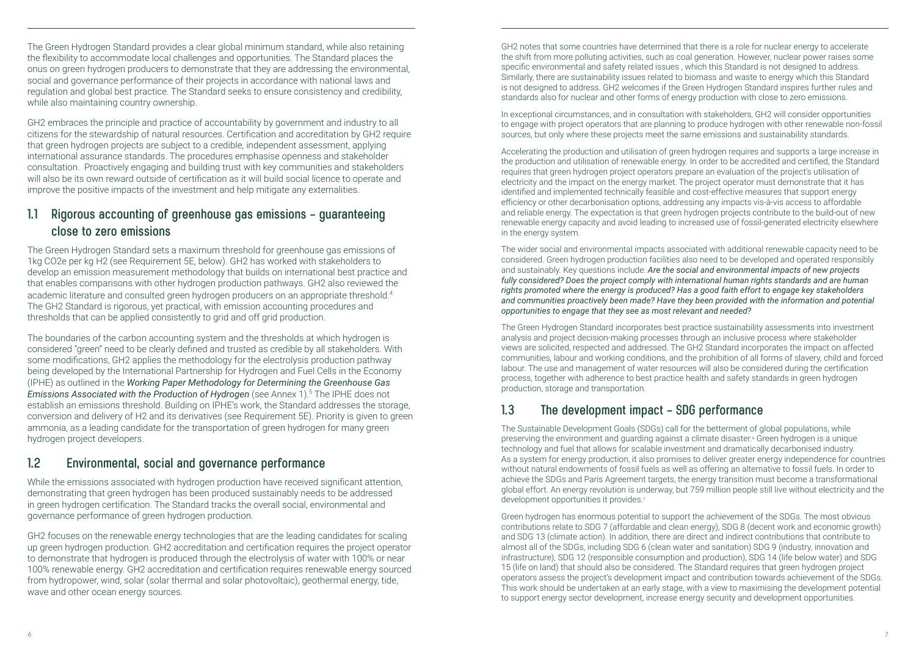The Green Hydrogen Standard provides a clear global minimum standard, while also retaining the flexibility to accommodate local challenges and opportunities. The Standard places the onus on green hydrogen producers to demonstrate that they are addressing the environmental, social and governance performance of their projects in accordance with national laws and regulation and global best practice. The Standard seeks to ensure consistency and credibility, while also maintaining country ownership.

GH2 embraces the principle and practice of accountability by government and industry to all citizens for the stewardship of natural resources. Certification and accreditation by GH2 require that green hydrogen projects are subject to a credible, independent assessment, applying international assurance standards. The procedures emphasise openness and stakeholder consultation. Proactively engaging and building trust with key communities and stakeholders will also be its own reward outside of certification as it will build social licence to operate and improve the positive impacts of the investment and help mitigate any externalities.

## 1.1 Rigorous accounting of greenhouse gas emissions – guaranteeing close to zero emissions

The Green Hydrogen Standard sets a maximum threshold for greenhouse gas emissions of 1kg CO2e per kg H2 (see Requirement 5E, below). GH2 has worked with stakeholders to develop an emission measurement methodology that builds on international best practice and that enables comparisons with other hydrogen production pathways. GH2 also reviewed the academic literature and consulted green hydrogen producers on an appropriate threshold.[4] The GH2 Standard is rigorous, yet practical, with emission accounting procedures and thresholds that can be applied consistently to grid and off grid production.

The boundaries of the carbon accounting system and the thresholds at which hydrogen is considered "green" need to be clearly defined and trusted as credible by all stakeholders. With some modifications, GH2 applies the methodology for the electrolysis production pathway being developed by the International Partnership for Hydrogen and Fuel Cells in the Economy (IPHE) as outlined in the *Working Paper Methodology for Determining the Greenhouse Gas Emissions Associated with the Production of Hydrogen* (see Annex 1).[5] The IPHE does not establish an emissions threshold. Building on IPHE's work, the Standard addresses the storage, conversion and delivery of H2 and its derivatives (see Requirement 5E). Priority is given to green ammonia, as a leading candidate for the transportation of green hydrogen for many green hydrogen project developers.

## 1.2 Environmental, social and governance performance

While the emissions associated with hydrogen production have received significant attention, demonstrating that green hydrogen has been produced sustainably needs to be addressed in green hydrogen certification. The Standard tracks the overall social, environmental and governance performance of green hydrogen production.

GH2 focuses on the renewable energy technologies that are the leading candidates for scaling up green hydrogen production. GH2 accreditation and certification requires the project operator to demonstrate that hydrogen is produced through the electrolysis of water with 100% or near 100% renewable energy. GH2 accreditation and certification requires renewable energy sourced from hydropower, wind, solar (solar thermal and solar photovoltaic), geothermal energy, tide, wave and other ocean energy sources.

GH2 notes that some countries have determined that there is a role for nuclear energy to accelerate the shift from more polluting activities, such as coal generation. However, nuclear power raises some specific environmental and safety related issues , which this Standard is not designed to address. Similarly, there are sustainability issues related to biomass and waste to energy which this Standard is not designed to address. GH2 welcomes if the Green Hydrogen Standard inspires further rules and standards also for nuclear and other forms of energy production with close to zero emissions.

In exceptional circumstances, and in consultation with stakeholders, GH2 will consider opportunities to engage with project operators that are planning to produce hydrogen with other renewable non-fossil sources, but only where these projects meet the same emissions and sustainability standards.

Accelerating the production and utilisation of green hydrogen requires and supports a large increase in the production and utilisation of renewable energy. In order to be accredited and certified, the Standard requires that green hydrogen project operators prepare an evaluation of the project's utilisation of electricity and the impact on the energy market. The project operator must demonstrate that it has identified and implemented technically feasible and cost-effective measures that support energy efficiency or other decarbonisation options, addressing any impacts vis-à-vis access to affordable and reliable energy. The expectation is that green hydrogen projects contribute to the build-out of new renewable energy capacity and avoid leading to increased use of fossil-generated electricity elsewhere in the energy system.

The wider social and environmental impacts associated with additional renewable capacity need to be considered. Green hydrogen production facilities also need to be developed and operated responsibly and sustainably. Key questions include: *Are the social and environmental impacts of new projects fully considered? Does the project comply with international human rights standards and are human rights promoted where the energy is produced? Has a good faith effort to engage key stakeholders and communities proactively been made? Have they been provided with the information and potential opportunities to engage that they see as most relevant and needed?*

The Green Hydrogen Standard incorporates best practice sustainability assessments into investment analysis and project decision-making processes through an inclusive process where stakeholder views are solicited, respected and addressed. The GH2 Standard incorporates the impact on affected communities, labour and working conditions, and the prohibition of all forms of slavery, child and forced labour. The use and management of water resources will also be considered during the certification process, together with adherence to best practice health and safety standards in green hydrogen production, storage and transportation.

## 1.3 The development impact – SDG performance

The Sustainable Development Goals (SDGs) call for the betterment of global populations, while preserving the environment and guarding against a climate disaster.[6] Green hydrogen is a unique technology and fuel that allows for scalable investment and dramatically decarbonised industry. As a system for energy production, it also promises to deliver greater energy independence for countries without natural endowments of fossil fuels as well as offering an alternative to fossil fuels. In order to achieve the SDGs and Paris Agreement targets, the energy transition must become a transformational global effort. An energy revolution is underway, but 759 million people still live without electricity and the development opportunities it provides.[7]

Green hydrogen has enormous potential to support the achievement of the SDGs. The most obvious contributions relate to SDG 7 (affordable and clean energy), SDG 8 (decent work and economic growth) and SDG 13 (climate action). In addition, there are direct and indirect contributions that contribute to almost all of the SDGs, including SDG 6 (clean water and sanitation) SDG 9 (industry, innovation and infrastructure), SDG 12 (responsible consumption and production), SDG 14 (life below water) and SDG 15 (life on land) that should also be considered. The Standard requires that green hydrogen project operators assess the project's development impact and contribution towards achievement of the SDGs. This work should be undertaken at an early stage, with a view to maximising the development potential to support energy sector development, increase energy security and development opportunities.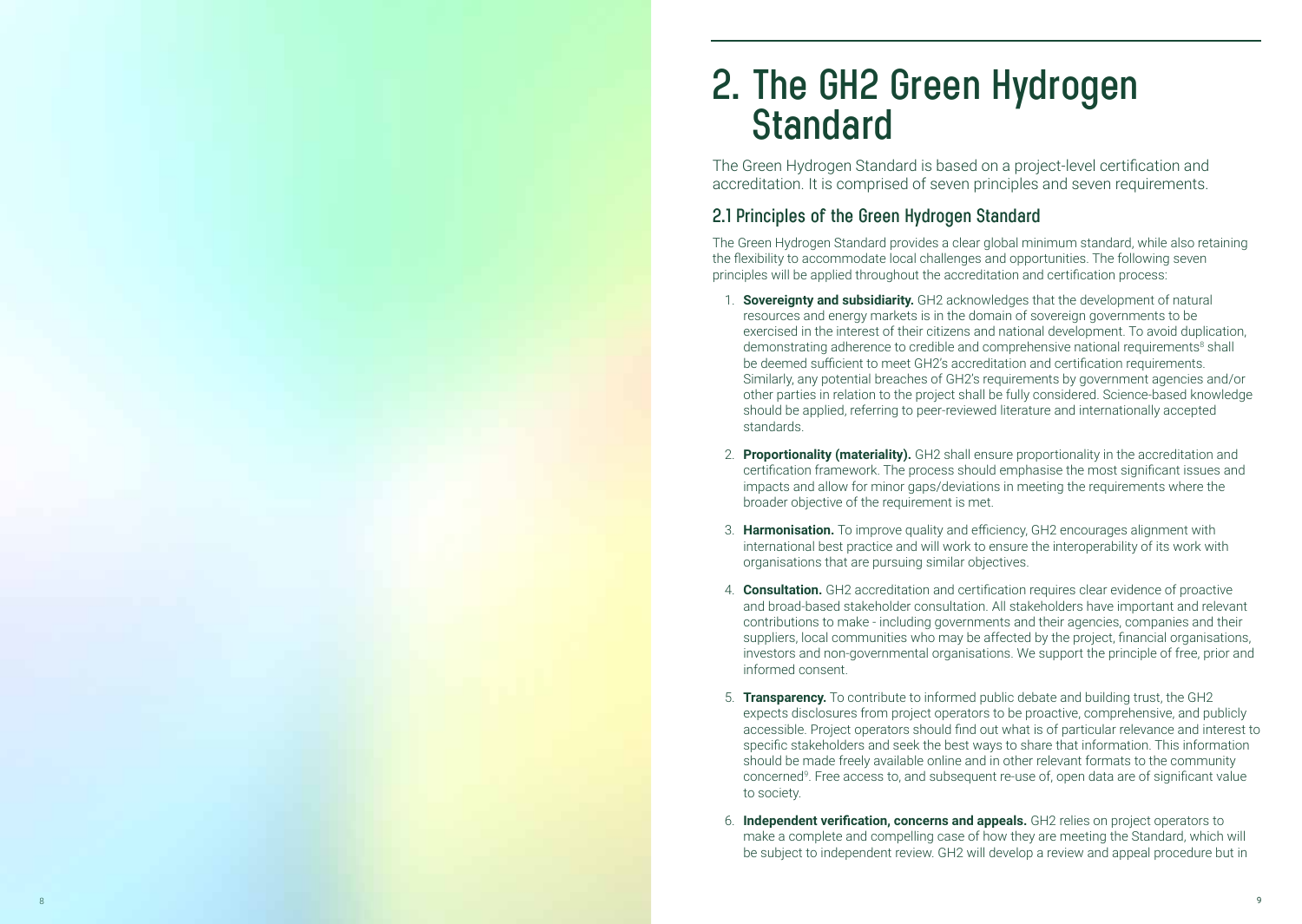# 2. The GH2 Green Hydrogen Standard

The Green Hydrogen Standard is based on a project-level certification and accreditation. It is comprised of seven principles and seven requirements.

## 2.1 Principles of the Green Hydrogen Standard

The Green Hydrogen Standard provides a clear global minimum standard, while also retaining the flexibility to accommodate local challenges and opportunities. The following seven principles will be applied throughout the accreditation and certification process:

1. **Sovereignty and subsidiarity.** GH2 acknowledges that the development of natural resources and energy markets is in the domain of sovereign governments to be exercised in the interest of their citizens and national development. To avoid duplication, demonstrating adherence to credible and comprehensive national requirements[8] shall be deemed sufficient to meet GH2's accreditation and certification requirements. Similarly, any potential breaches of GH2's requirements by government agencies and/or other parties in relation to the project shall be fully considered. Science-based knowledge should be applied, referring to peer-reviewed literature and internationally accepted standards.

2. **Proportionality (materiality).** GH2 shall ensure proportionality in the accreditation and certification framework. The process should emphasise the most significant issues and impacts and allow for minor gaps/deviations in meeting the requirements where the broader objective of the requirement is met.

3. **Harmonisation.** To improve quality and efficiency, GH2 encourages alignment with international best practice and will work to ensure the interoperability of its work with organisations that are pursuing similar objectives.

4. **Consultation.** GH2 accreditation and certification requires clear evidence of proactive and broad-based stakeholder consultation. All stakeholders have important and relevant contributions to make - including governments and their agencies, companies and their suppliers, local communities who may be affected by the project, financial organisations, investors and non-governmental organisations. We support the principle of free, prior and informed consent.

5. **Transparency.** To contribute to informed public debate and building trust, the GH2 expects disclosures from project operators to be proactive, comprehensive, and publicly accessible. Project operators should find out what is of particular relevance and interest to specific stakeholders and seek the best ways to share that information. This information should be made freely available online and in other relevant formats to the community concerned[9]. Free access to, and subsequent re-use of, open data are of significant value to society.

6. **Independent verification, concerns and appeals.** GH2 relies on project operators to make a complete and compelling case of how they are meeting the Standard, which will be subject to independent review. GH2 will develop a review and appeal procedure but in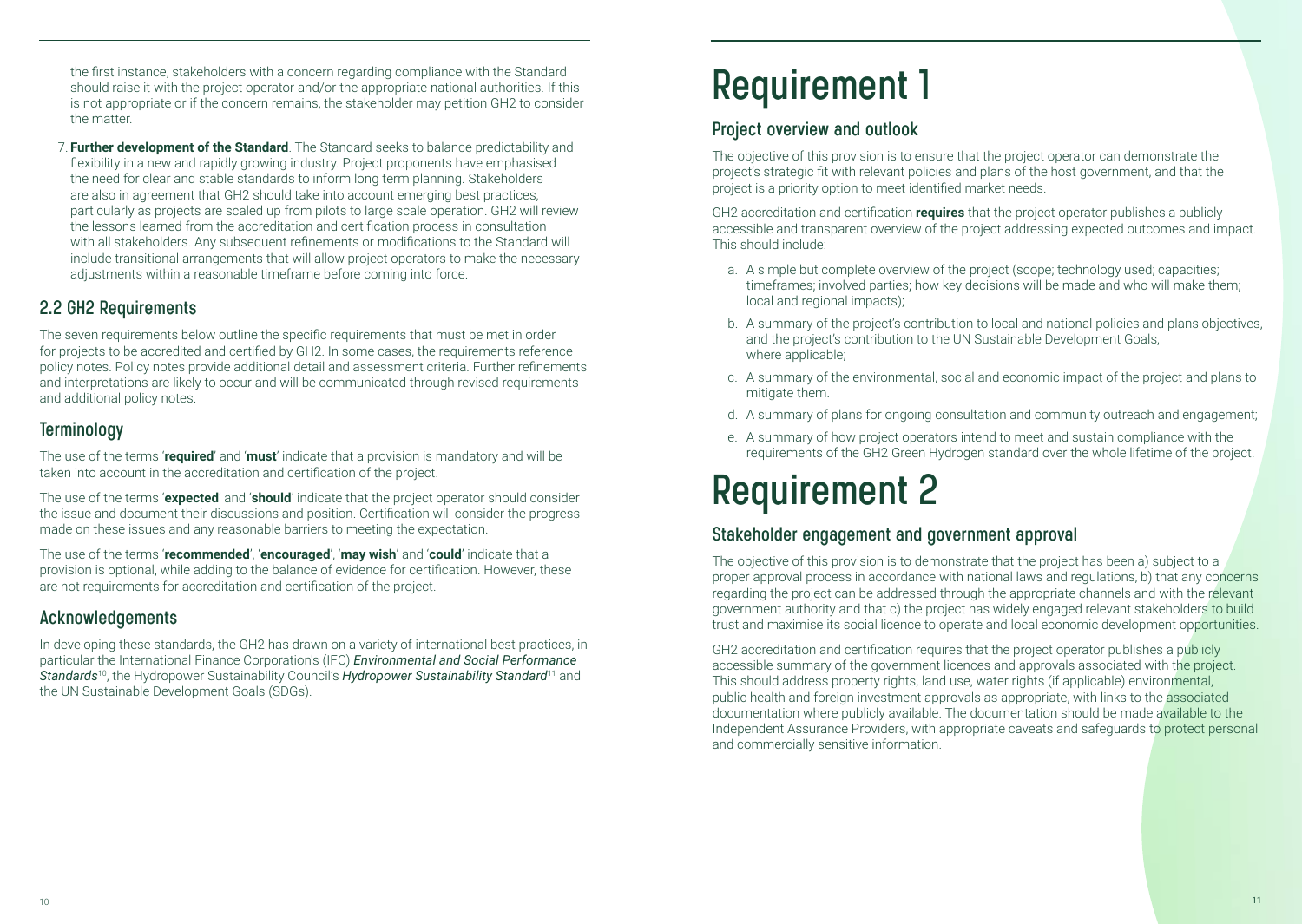the first instance, stakeholders with a concern regarding compliance with the Standard should raise it with the project operator and/or the appropriate national authorities. If this is not appropriate or if the concern remains, the stakeholder may petition GH2 to consider the matter.

7. **Further development of the Standard**. The Standard seeks to balance predictability and flexibility in a new and rapidly growing industry. Project proponents have emphasised the need for clear and stable standards to inform long term planning. Stakeholders are also in agreement that GH2 should take into account emerging best practices, particularly as projects are scaled up from pilots to large scale operation. GH2 will review the lessons learned from the accreditation and certification process in consultation with all stakeholders. Any subsequent refinements or modifications to the Standard will include transitional arrangements that will allow project operators to make the necessary adjustments within a reasonable timeframe before coming into force.

## 2.2 GH2 Requirements

The seven requirements below outline the specific requirements that must be met in order for projects to be accredited and certified by GH2. In some cases, the requirements reference policy notes. Policy notes provide additional detail and assessment criteria. Further refinements and interpretations are likely to occur and will be communicated through revised requirements and additional policy notes.

### Terminology

The use of the terms '**required**' and '**must**' indicate that a provision is mandatory and will be taken into account in the accreditation and certification of the project.

The use of the terms '**expected**' and '**should**' indicate that the project operator should consider the issue and document their discussions and position. Certification will consider the progress made on these issues and any reasonable barriers to meeting the expectation.

The use of the terms '**recommended**', '**encouraged**', '**may wish**' and '**could**' indicate that a provision is optional, while adding to the balance of evidence for certification. However, these are not requirements for accreditation and certification of the project.

### Acknowledgements

In developing these standards, the GH2 has drawn on a variety of international best practices, in particular the International Finance Corporation's (IFC) ***Environmental and Social Performance Standards***[10], the Hydropower Sustainability Council's ***Hydropower Sustainability Standard***[11] and the UN Sustainable Development Goals (SDGs).

# Requirement 1

## Project overview and outlook

The objective of this provision is to ensure that the project operator can demonstrate the project's strategic fit with relevant policies and plans of the host government, and that the project is a priority option to meet identified market needs.

GH2 accreditation and certification **requires** that the project operator publishes a publicly accessible and transparent overview of the project addressing expected outcomes and impact. This should include:

a. A simple but complete overview of the project (scope; technology used; capacities; timeframes; involved parties; how key decisions will be made and who will make them; local and regional impacts);

b. A summary of the project's contribution to local and national policies and plans objectives, and the project's contribution to the UN Sustainable Development Goals, where applicable;

c. A summary of the environmental, social and economic impact of the project and plans to mitigate them.

d. A summary of plans for ongoing consultation and community outreach and engagement;

e. A summary of how project operators intend to meet and sustain compliance with the requirements of the GH2 Green Hydrogen standard over the whole lifetime of the project.

# Requirement 2

## Stakeholder engagement and government approval

The objective of this provision is to demonstrate that the project has been a) subject to a proper approval process in accordance with national laws and regulations, b) that any concerns regarding the project can be addressed through the appropriate channels and with the relevant government authority and that c) the project has widely engaged relevant stakeholders to build trust and maximise its social licence to operate and local economic development opportunities.

GH2 accreditation and certification requires that the project operator publishes a publicly accessible summary of the government licences and approvals associated with the project. This should address property rights, land use, water rights (if applicable) environmental, public health and foreign investment approvals as appropriate, with links to the associated documentation where publicly available. The documentation should be made available to the Independent Assurance Providers, with appropriate caveats and safeguards to protect personal and commercially sensitive information.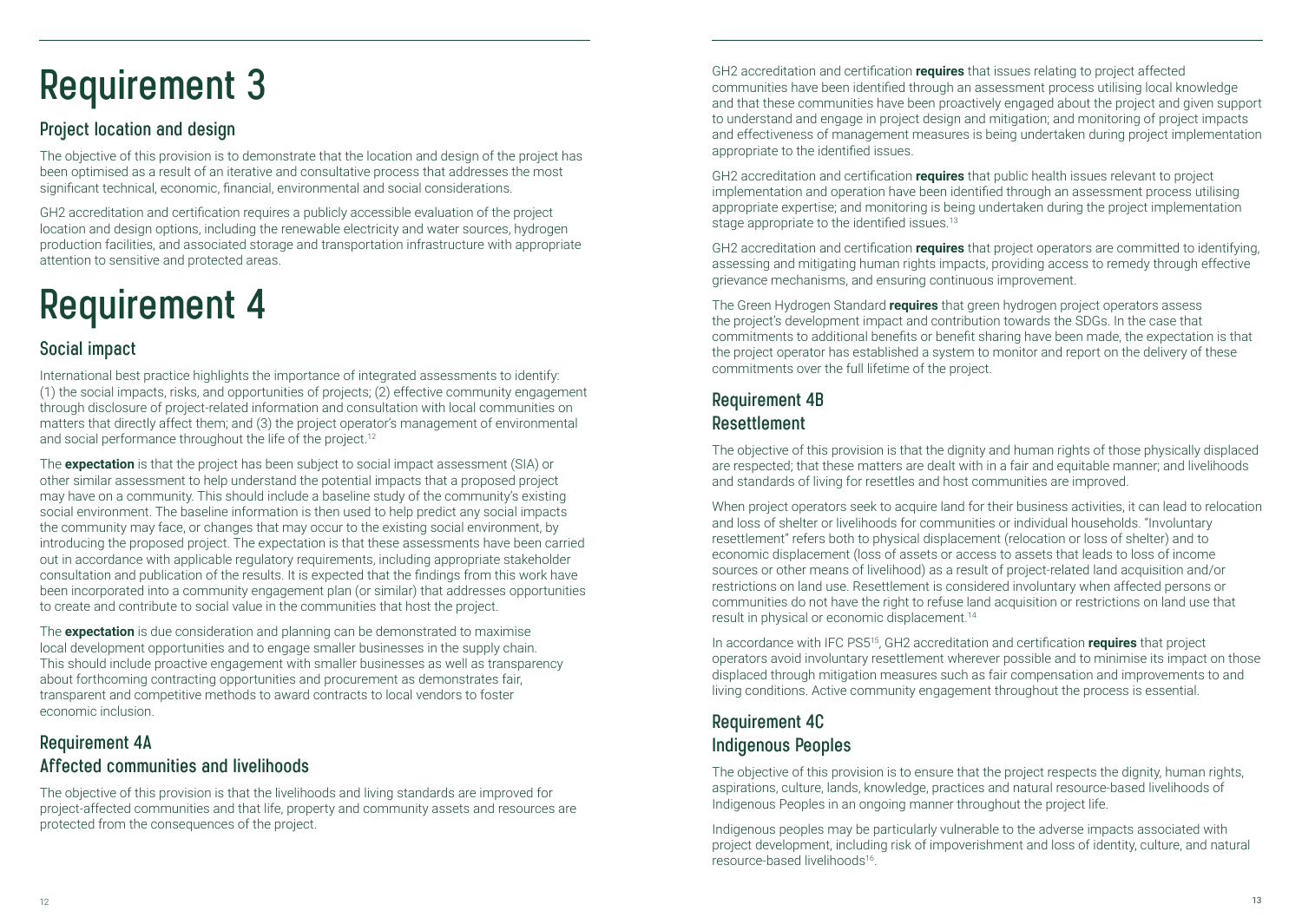# Requirement 3

## Project location and design

The objective of this provision is to demonstrate that the location and design of the project has been optimised as a result of an iterative and consultative process that addresses the most significant technical, economic, financial, environmental and social considerations.

GH2 accreditation and certification requires a publicly accessible evaluation of the project location and design options, including the renewable electricity and water sources, hydrogen production facilities, and associated storage and transportation infrastructure with appropriate attention to sensitive and protected areas.

# Requirement 4

## Social impact

International best practice highlights the importance of integrated assessments to identify: (1) the social impacts, risks, and opportunities of projects; (2) effective community engagement through disclosure of project-related information and consultation with local communities on matters that directly affect them; and (3) the project operator's management of environmental and social performance throughout the life of the project.[12]

The **expectation** is that the project has been subject to social impact assessment (SIA) or other similar assessment to help understand the potential impacts that a proposed project may have on a community. This should include a baseline study of the community's existing social environment. The baseline information is then used to help predict any social impacts the community may face, or changes that may occur to the existing social environment, by introducing the proposed project. The expectation is that these assessments have been carried out in accordance with applicable regulatory requirements, including appropriate stakeholder consultation and publication of the results. It is expected that the findings from this work have been incorporated into a community engagement plan (or similar) that addresses opportunities to create and contribute to social value in the communities that host the project.

The **expectation** is due consideration and planning can be demonstrated to maximise local development opportunities and to engage smaller businesses in the supply chain. This should include proactive engagement with smaller businesses as well as transparency about forthcoming contracting opportunities and procurement as demonstrates fair, transparent and competitive methods to award contracts to local vendors to foster economic inclusion.

## Requirement 4A
## Affected communities and livelihoods

The objective of this provision is that the livelihoods and living standards are improved for project-affected communities and that life, property and community assets and resources are protected from the consequences of the project.

GH2 accreditation and certification **requires** that issues relating to project affected communities have been identified through an assessment process utilising local knowledge and that these communities have been proactively engaged about the project and given support to understand and engage in project design and mitigation; and monitoring of project impacts and effectiveness of management measures is being undertaken during project implementation appropriate to the identified issues.

GH2 accreditation and certification **requires** that public health issues relevant to project implementation and operation have been identified through an assessment process utilising appropriate expertise; and monitoring is being undertaken during the project implementation stage appropriate to the identified issues.[13]

GH2 accreditation and certification **requires** that project operators are committed to identifying, assessing and mitigating human rights impacts, providing access to remedy through effective grievance mechanisms, and ensuring continuous improvement.

The Green Hydrogen Standard **requires** that green hydrogen project operators assess the project's development impact and contribution towards the SDGs. In the case that commitments to additional benefits or benefit sharing have been made, the expectation is that the project operator has established a system to monitor and report on the delivery of these commitments over the full lifetime of the project.

## Requirement 4B
## Resettlement

The objective of this provision is that the dignity and human rights of those physically displaced are respected; that these matters are dealt with in a fair and equitable manner; and livelihoods and standards of living for resettles and host communities are improved.

When project operators seek to acquire land for their business activities, it can lead to relocation and loss of shelter or livelihoods for communities or individual households. "Involuntary resettlement" refers both to physical displacement (relocation or loss of shelter) and to economic displacement (loss of assets or access to assets that leads to loss of income sources or other means of livelihood) as a result of project-related land acquisition and/or restrictions on land use. Resettlement is considered involuntary when affected persons or communities do not have the right to refuse land acquisition or restrictions on land use that result in physical or economic displacement.[14]

In accordance with IFC PS5[15], GH2 accreditation and certification **requires** that project operators avoid involuntary resettlement wherever possible and to minimise its impact on those displaced through mitigation measures such as fair compensation and improvements to and living conditions. Active community engagement throughout the process is essential.

## Requirement 4C
## Indigenous Peoples

The objective of this provision is to ensure that the project respects the dignity, human rights, aspirations, culture, lands, knowledge, practices and natural resource-based livelihoods of Indigenous Peoples in an ongoing manner throughout the project life.

Indigenous peoples may be particularly vulnerable to the adverse impacts associated with project development, including risk of impoverishment and loss of identity, culture, and natural resource-based livelihoods[16].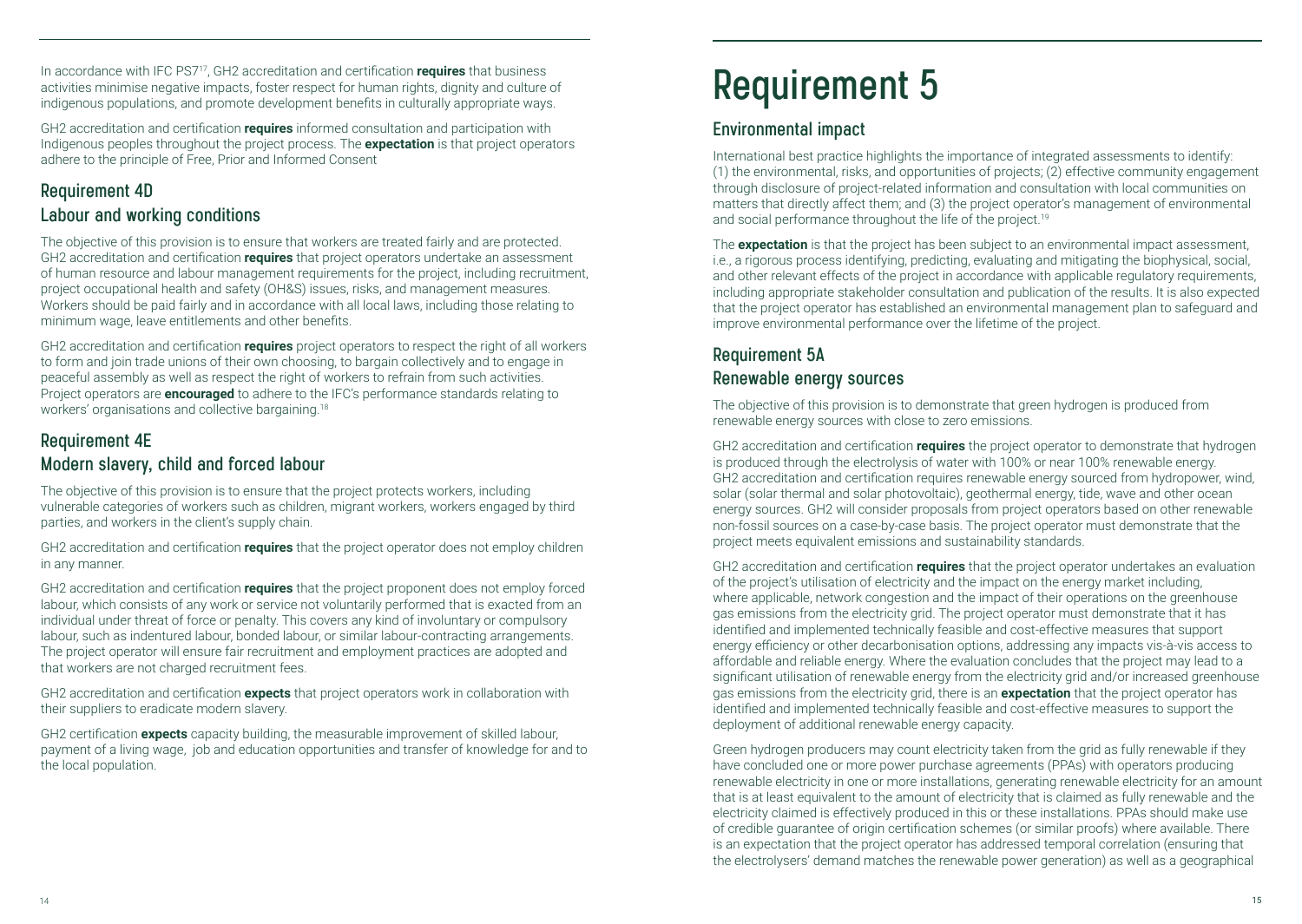In accordance with IFC PS7[17], GH2 accreditation and certification **requires** that business activities minimise negative impacts, foster respect for human rights, dignity and culture of indigenous populations, and promote development benefits in culturally appropriate ways.

GH2 accreditation and certification **requires** informed consultation and participation with Indigenous peoples throughout the project process. The **expectation** is that project operators adhere to the principle of Free, Prior and Informed Consent

## Requirement 4D
### Labour and working conditions

The objective of this provision is to ensure that workers are treated fairly and are protected. GH2 accreditation and certification **requires** that project operators undertake an assessment of human resource and labour management requirements for the project, including recruitment, project occupational health and safety (OH&S) issues, risks, and management measures. Workers should be paid fairly and in accordance with all local laws, including those relating to minimum wage, leave entitlements and other benefits.

GH2 accreditation and certification **requires** project operators to respect the right of all workers to form and join trade unions of their own choosing, to bargain collectively and to engage in peaceful assembly as well as respect the right of workers to refrain from such activities. Project operators are **encouraged** to adhere to the IFC's performance standards relating to workers' organisations and collective bargaining.[18]

## Requirement 4E
### Modern slavery, child and forced labour

The objective of this provision is to ensure that the project protects workers, including vulnerable categories of workers such as children, migrant workers, workers engaged by third parties, and workers in the client's supply chain.

GH2 accreditation and certification **requires** that the project operator does not employ children in any manner.

GH2 accreditation and certification **requires** that the project proponent does not employ forced labour, which consists of any work or service not voluntarily performed that is exacted from an individual under threat of force or penalty. This covers any kind of involuntary or compulsory labour, such as indentured labour, bonded labour, or similar labour-contracting arrangements. The project operator will ensure fair recruitment and employment practices are adopted and that workers are not charged recruitment fees.

GH2 accreditation and certification **expects** that project operators work in collaboration with their suppliers to eradicate modern slavery.

GH2 certification **expects** capacity building, the measurable improvement of skilled labour, payment of a living wage, job and education opportunities and transfer of knowledge for and to the local population.

# Requirement 5

### Environmental impact

International best practice highlights the importance of integrated assessments to identify: (1) the environmental, risks, and opportunities of projects; (2) effective community engagement through disclosure of project-related information and consultation with local communities on matters that directly affect them; and (3) the project operator's management of environmental and social performance throughout the life of the project.[19]

The **expectation** is that the project has been subject to an environmental impact assessment, i.e., a rigorous process identifying, predicting, evaluating and mitigating the biophysical, social, and other relevant effects of the project in accordance with applicable regulatory requirements, including appropriate stakeholder consultation and publication of the results. It is also expected that the project operator has established an environmental management plan to safeguard and improve environmental performance over the lifetime of the project.

## Requirement 5A
### Renewable energy sources

The objective of this provision is to demonstrate that green hydrogen is produced from renewable energy sources with close to zero emissions.

GH2 accreditation and certification **requires** the project operator to demonstrate that hydrogen is produced through the electrolysis of water with 100% or near 100% renewable energy. GH2 accreditation and certification requires renewable energy sourced from hydropower, wind, solar (solar thermal and solar photovoltaic), geothermal energy, tide, wave and other ocean energy sources. GH2 will consider proposals from project operators based on other renewable non-fossil sources on a case-by-case basis. The project operator must demonstrate that the project meets equivalent emissions and sustainability standards.

GH2 accreditation and certification **requires** that the project operator undertakes an evaluation of the project's utilisation of electricity and the impact on the energy market including, where applicable, network congestion and the impact of their operations on the greenhouse gas emissions from the electricity grid. The project operator must demonstrate that it has identified and implemented technically feasible and cost-effective measures that support energy efficiency or other decarbonisation options, addressing any impacts vis-à-vis access to affordable and reliable energy. Where the evaluation concludes that the project may lead to a significant utilisation of renewable energy from the electricity grid and/or increased greenhouse gas emissions from the electricity grid, there is an **expectation** that the project operator has identified and implemented technically feasible and cost-effective measures to support the deployment of additional renewable energy capacity.

Green hydrogen producers may count electricity taken from the grid as fully renewable if they have concluded one or more power purchase agreements (PPAs) with operators producing renewable electricity in one or more installations, generating renewable electricity for an amount that is at least equivalent to the amount of electricity that is claimed as fully renewable and the electricity claimed is effectively produced in this or these installations. PPAs should make use of credible guarantee of origin certification schemes (or similar proofs) where available. There is an expectation that the project operator has addressed temporal correlation (ensuring that the electrolysers' demand matches the renewable power generation) as well as a geographical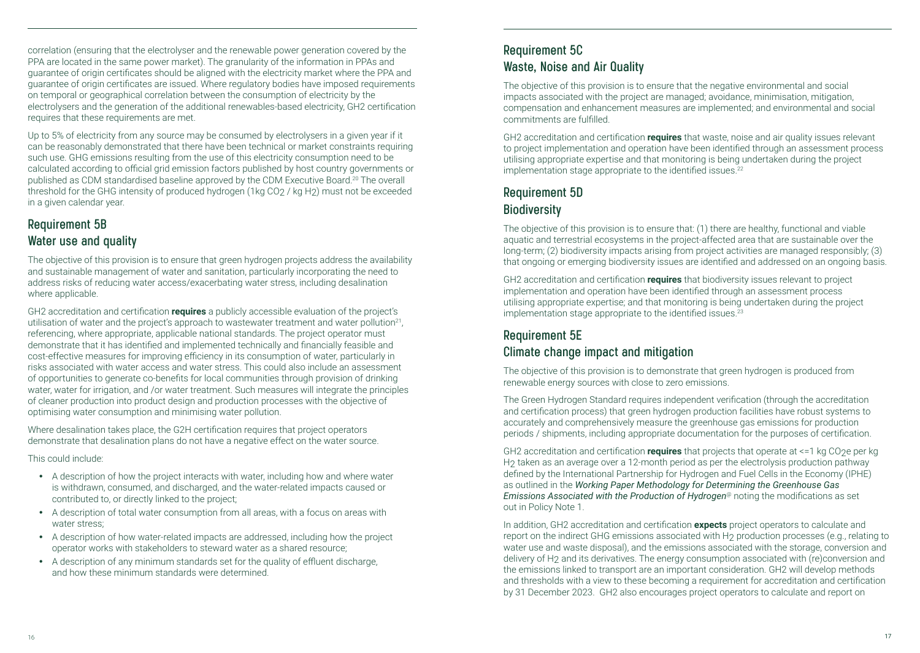correlation (ensuring that the electrolyser and the renewable power generation covered by the PPA are located in the same power market). The granularity of the information in PPAs and guarantee of origin certificates should be aligned with the electricity market where the PPA and guarantee of origin certificates are issued. Where regulatory bodies have imposed requirements on temporal or geographical correlation between the consumption of electricity by the electrolysers and the generation of the additional renewables-based electricity, GH2 certification requires that these requirements are met.

Up to 5% of electricity from any source may be consumed by electrolysers in a given year if it can be reasonably demonstrated that there have been technical or market constraints requiring such use. GHG emissions resulting from the use of this electricity consumption need to be calculated according to official grid emission factors published by host country governments or published as CDM standardised baseline approved by the CDM Executive Board.[20] The overall threshold for the GHG intensity of produced hydrogen (1kg $CO_2$ / kg $H_2$) must not be exceeded in a given calendar year.

## Requirement 5B
## Water use and quality

The objective of this provision is to ensure that green hydrogen projects address the availability and sustainable management of water and sanitation, particularly incorporating the need to address risks of reducing water access/exacerbating water stress, including desalination where applicable.

GH2 accreditation and certification **requires** a publicly accessible evaluation of the project's utilisation of water and the project's approach to wastewater treatment and water pollution[21], referencing, where appropriate, applicable national standards. The project operator must demonstrate that it has identified and implemented technically and financially feasible and cost-effective measures for improving efficiency in its consumption of water, particularly in risks associated with water access and water stress. This could also include an assessment of opportunities to generate co-benefits for local communities through provision of drinking water, water for irrigation, and /or water treatment. Such measures will integrate the principles of cleaner production into product design and production processes with the objective of optimising water consumption and minimising water pollution.

Where desalination takes place, the G2H certification requires that project operators demonstrate that desalination plans do not have a negative effect on the water source.

This could include:

- A description of how the project interacts with water, including how and where water is withdrawn, consumed, and discharged, and the water-related impacts caused or contributed to, or directly linked to the project;
- A description of total water consumption from all areas, with a focus on areas with water stress;
- A description of how water-related impacts are addressed, including how the project operator works with stakeholders to steward water as a shared resource;
- A description of any minimum standards set for the quality of effluent discharge, and how these minimum standards were determined.

## Requirement 5C
## Waste, Noise and Air Quality

The objective of this provision is to ensure that the negative environmental and social impacts associated with the project are managed; avoidance, minimisation, mitigation, compensation and enhancement measures are implemented; and environmental and social commitments are fulfilled.

GH2 accreditation and certification **requires** that waste, noise and air quality issues relevant to project implementation and operation have been identified through an assessment process utilising appropriate expertise and that monitoring is being undertaken during the project implementation stage appropriate to the identified issues.[22]

## Requirement 5D
## Biodiversity

The objective of this provision is to ensure that: (1) there are healthy, functional and viable aquatic and terrestrial ecosystems in the project-affected area that are sustainable over the long-term; (2) biodiversity impacts arising from project activities are managed responsibly; (3) that ongoing or emerging biodiversity issues are identified and addressed on an ongoing basis.

GH2 accreditation and certification **requires** that biodiversity issues relevant to project implementation and operation have been identified through an assessment process utilising appropriate expertise; and that monitoring is being undertaken during the project implementation stage appropriate to the identified issues.[23]

## Requirement 5E
## Climate change impact and mitigation

The objective of this provision is to demonstrate that green hydrogen is produced from renewable energy sources with close to zero emissions.

The Green Hydrogen Standard requires independent verification (through the accreditation and certification process) that green hydrogen production facilities have robust systems to accurately and comprehensively measure the greenhouse gas emissions for production periods / shipments, including appropriate documentation for the purposes of certification.

GH2 accreditation and certification **requires** that projects that operate at <=1 kg $CO_2e$ per kg $H_2$ taken as an average over a 12-month period as per the electrolysis production pathway defined by the International Partnership for Hydrogen and Fuel Cells in the Economy (IPHE) as outlined in the *Working Paper Methodology for Determining the Greenhouse Gas Emissions Associated with the Production of Hydrogen*[8] noting the modifications as set out in Policy Note 1.

In addition, GH2 accreditation and certification **expects** project operators to calculate and report on the indirect GHG emissions associated with $H_2$ production processes (e.g., relating to water use and waste disposal), and the emissions associated with the storage, conversion and delivery of $H_2$ and its derivatives. The energy consumption associated with (re)conversion and the emissions linked to transport are an important consideration. GH2 will develop methods and thresholds with a view to these becoming a requirement for accreditation and certification by 31 December 2023. GH2 also encourages project operators to calculate and report on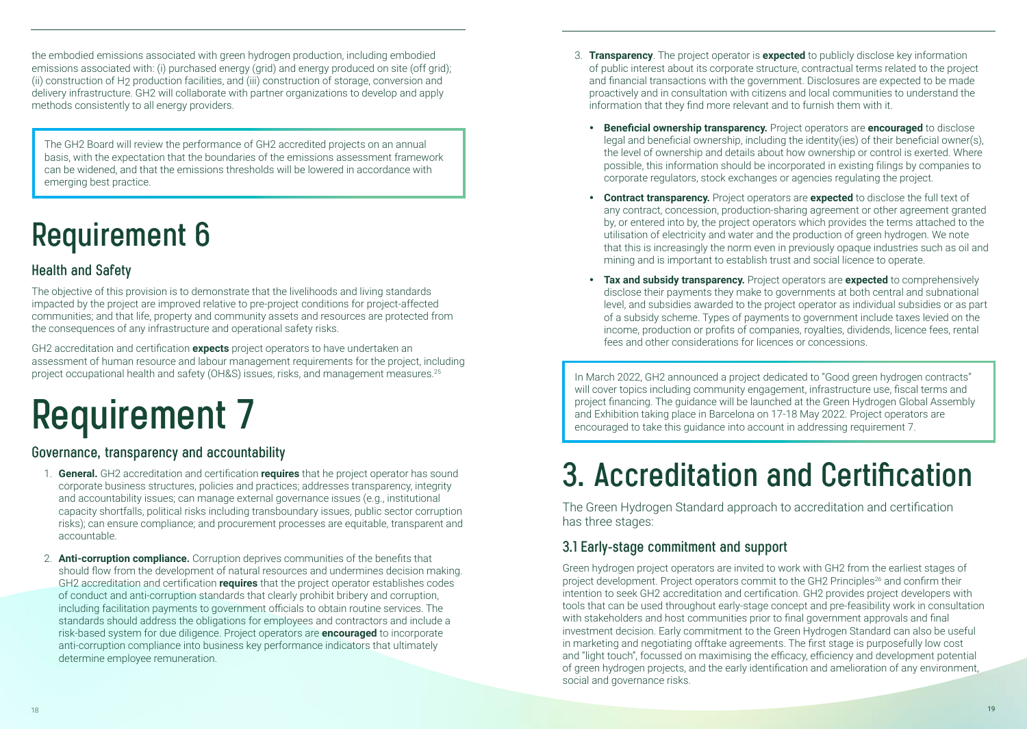the embodied emissions associated with green hydrogen production, including embodied emissions associated with: (i) purchased energy (grid) and energy produced on site (off grid); (ii) construction of $H_2$ production facilities, and (iii) construction of storage, conversion and delivery infrastructure. GH2 will collaborate with partner organizations to develop and apply methods consistently to all energy providers.

> The GH2 Board will review the performance of GH2 accredited projects on an annual basis, with the expectation that the boundaries of the emissions assessment framework can be widened, and that the emissions thresholds will be lowered in accordance with emerging best practice.

# Requirement 6

## Health and Safety

The objective of this provision is to demonstrate that the livelihoods and living standards impacted by the project are improved relative to pre-project conditions for project-affected communities; and that life, property and community assets and resources are protected from the consequences of any infrastructure and operational safety risks.

GH2 accreditation and certification **expects** project operators to have undertaken an assessment of human resource and labour management requirements for the project, including project occupational health and safety (OH&S) issues, risks, and management measures.[25]

# Requirement 7

## Governance, transparency and accountability

1. **General.** GH2 accreditation and certification **requires** that he project operator has sound corporate business structures, policies and practices; addresses transparency, integrity and accountability issues; can manage external governance issues (e.g., institutional capacity shortfalls, political risks including transboundary issues, public sector corruption risks); can ensure compliance; and procurement processes are equitable, transparent and accountable.

2. **Anti-corruption compliance.** Corruption deprives communities of the benefits that should flow from the development of natural resources and undermines decision making. GH2 accreditation and certification **requires** that the project operator establishes codes of conduct and anti-corruption standards that clearly prohibit bribery and corruption, including facilitation payments to government officials to obtain routine services. The standards should address the obligations for employees and contractors and include a risk-based system for due diligence. Project operators are **encouraged** to incorporate anti-corruption compliance into business key performance indicators that ultimately determine employee remuneration.

3. **Transparency**. The project operator is **expected** to publicly disclose key information of public interest about its corporate structure, contractual terms related to the project and financial transactions with the government. Disclosures are expected to be made proactively and in consultation with citizens and local communities to understand the information that they find more relevant and to furnish them with it.

   - **Beneficial ownership transparency.** Project operators are **encouraged** to disclose legal and beneficial ownership, including the identity(ies) of their beneficial owner(s), the level of ownership and details about how ownership or control is exerted. Where possible, this information should be incorporated in existing filings by companies to corporate regulators, stock exchanges or agencies regulating the project.
   - **Contract transparency.** Project operators are **expected** to disclose the full text of any contract, concession, production-sharing agreement or other agreement granted by, or entered into by, the project operators which provides the terms attached to the utilisation of electricity and water and the production of green hydrogen. We note that this is increasingly the norm even in previously opaque industries such as oil and mining and is important to establish trust and social licence to operate.
   - **Tax and subsidy transparency.** Project operators are **expected** to comprehensively disclose their payments they make to governments at both central and subnational level, and subsidies awarded to the project operator as individual subsidies or as part of a subsidy scheme. Types of payments to government include taxes levied on the income, production or profits of companies, royalties, dividends, licence fees, rental fees and other considerations for licences or concessions.

> In March 2022, GH2 announced a project dedicated to "Good green hydrogen contracts" will cover topics including community engagement, infrastructure use, fiscal terms and project financing. The guidance will be launched at the Green Hydrogen Global Assembly and Exhibition taking place in Barcelona on 17-18 May 2022. Project operators are encouraged to take this guidance into account in addressing requirement 7.

# 3. Accreditation and Certification

The Green Hydrogen Standard approach to accreditation and certification has three stages:

## 3.1 Early-stage commitment and support

Green hydrogen project operators are invited to work with GH2 from the earliest stages of project development. Project operators commit to the GH2 Principles[26] and confirm their intention to seek GH2 accreditation and certification. GH2 provides project developers with tools that can be used throughout early-stage concept and pre-feasibility work in consultation with stakeholders and host communities prior to final government approvals and final investment decision. Early commitment to the Green Hydrogen Standard can also be useful in marketing and negotiating offtake agreements. The first stage is purposefully low cost and "light touch", focussed on maximising the efficacy, efficiency and development potential of green hydrogen projects, and the early identification and amelioration of any environment, social and governance risks.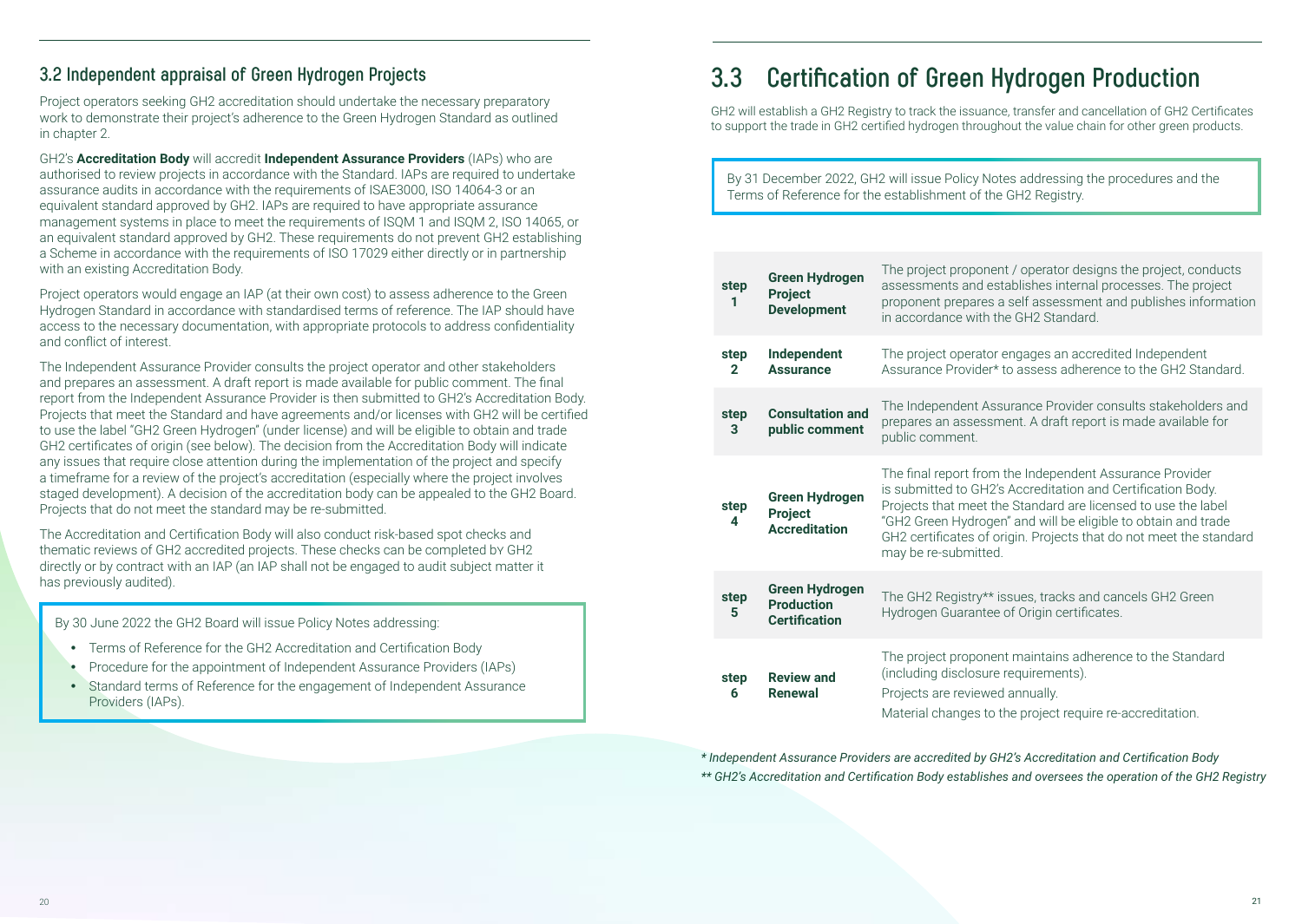## 3.2 Independent appraisal of Green Hydrogen Projects

Project operators seeking GH2 accreditation should undertake the necessary preparatory work to demonstrate their project's adherence to the Green Hydrogen Standard as outlined in chapter 2.

GH2's **Accreditation Body** will accredit **Independent Assurance Providers** (IAPs) who are authorised to review projects in accordance with the Standard. IAPs are required to undertake assurance audits in accordance with the requirements of ISAE3000, ISO 14064-3 or an equivalent standard approved by GH2. IAPs are required to have appropriate assurance management systems in place to meet the requirements of ISQM 1 and ISQM 2, ISO 14065, or an equivalent standard approved by GH2. These requirements do not prevent GH2 establishing a Scheme in accordance with the requirements of ISO 17029 either directly or in partnership with an existing Accreditation Body.

Project operators would engage an IAP (at their own cost) to assess adherence to the Green Hydrogen Standard in accordance with standardised terms of reference. The IAP should have access to the necessary documentation, with appropriate protocols to address confidentiality and conflict of interest.

The Independent Assurance Provider consults the project operator and other stakeholders and prepares an assessment. A draft report is made available for public comment. The final report from the Independent Assurance Provider is then submitted to GH2's Accreditation Body. Projects that meet the Standard and have agreements and/or licenses with GH2 will be certified to use the label "GH2 Green Hydrogen" (under license) and will be eligible to obtain and trade GH2 certificates of origin (see below). The decision from the Accreditation Body will indicate any issues that require close attention during the implementation of the project and specify a timeframe for a review of the project's accreditation (especially where the project involves staged development). A decision of the accreditation body can be appealed to the GH2 Board. Projects that do not meet the standard may be re-submitted.

The Accreditation and Certification Body will also conduct risk-based spot checks and thematic reviews of GH2 accredited projects. These checks can be completed by GH2 directly or by contract with an IAP (an IAP shall not be engaged to audit subject matter it has previously audited).

> By 30 June 2022 the GH2 Board will issue Policy Notes addressing:
>
> - Terms of Reference for the GH2 Accreditation and Certification Body
> - Procedure for the appointment of Independent Assurance Providers (IAPs)
> - Standard terms of Reference for the engagement of Independent Assurance Providers (IAPs).

# 3.3 Certification of Green Hydrogen Production

GH2 will establish a GH2 Registry to track the issuance, transfer and cancellation of GH2 Certificates to support the trade in GH2 certified hydrogen throughout the value chain for other green products.

> By 31 December 2022, GH2 will issue Policy Notes addressing the procedures and the Terms of Reference for the establishment of the GH2 Registry.

| Step | Stage | Description |
|---|---|---|
| **step 1** | **Green Hydrogen Project Development** | The project proponent / operator designs the project, conducts assessments and establishes internal processes. The project proponent prepares a self assessment and publishes information in accordance with the GH2 Standard. |
| **step 2** | **Independent Assurance** | The project operator engages an accredited Independent Assurance Provider* to assess adherence to the GH2 Standard. |
| **step 3** | **Consultation and public comment** | The Independent Assurance Provider consults stakeholders and prepares an assessment. A draft report is made available for public comment. |
| **step 4** | **Green Hydrogen Project Accreditation** | The final report from the Independent Assurance Provider is submitted to GH2's Accreditation and Certification Body. Projects that meet the Standard are licensed to use the label "GH2 Green Hydrogen" and will be eligible to obtain and trade GH2 certificates of origin. Projects that do not meet the standard may be re-submitted. |
| **step 5** | **Green Hydrogen Production Certification** | The GH2 Registry** issues, tracks and cancels GH2 Green Hydrogen Guarantee of Origin certificates. |
| **step 6** | **Review and Renewal** | The project proponent maintains adherence to the Standard (including disclosure requirements). Projects are reviewed annually. Material changes to the project require re-accreditation. |

*\* Independent Assurance Providers are accredited by GH2's Accreditation and Certification Body*

*\*\* GH2's Accreditation and Certification Body establishes and oversees the operation of the GH2 Registry*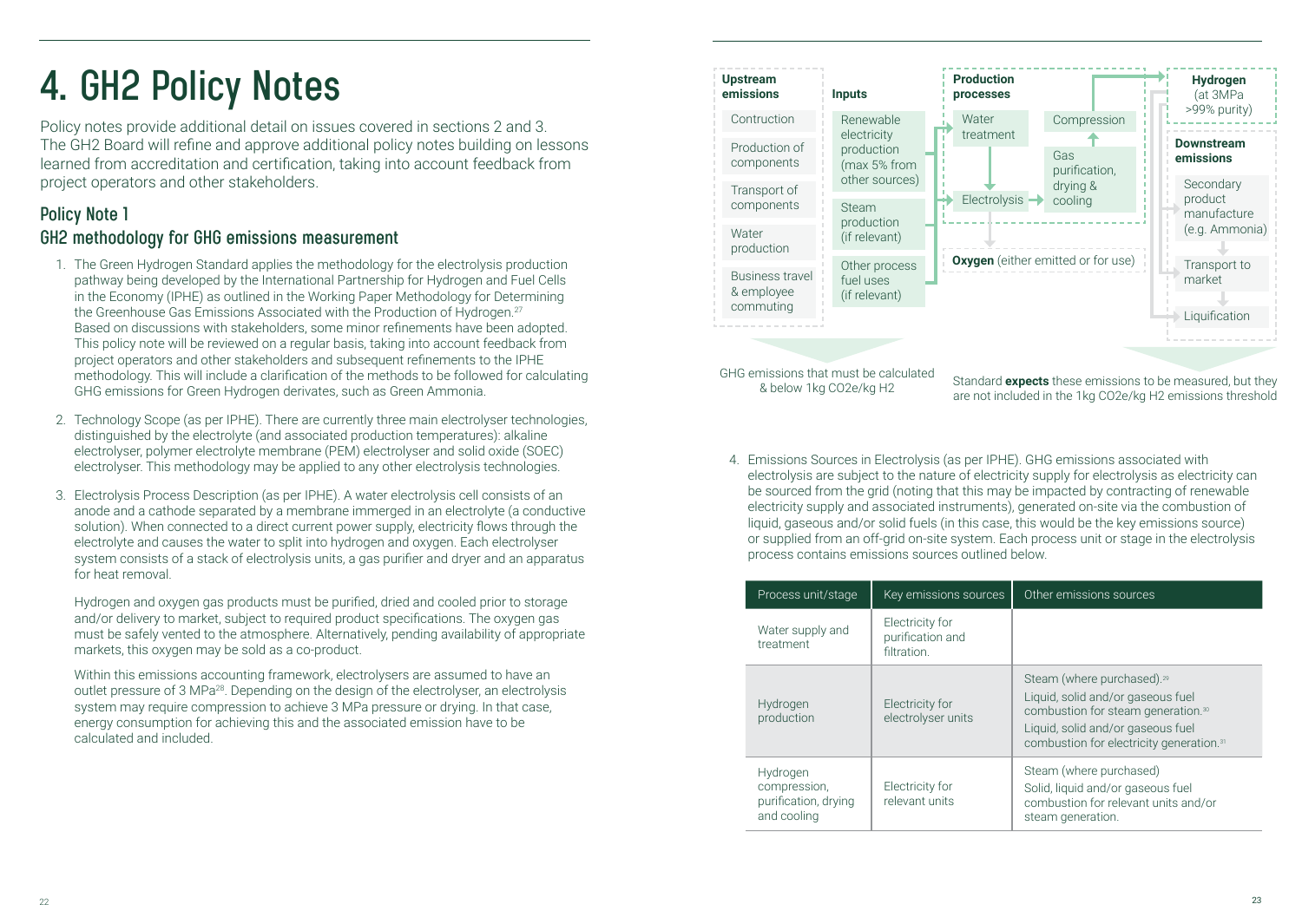# 4. GH2 Policy Notes

Policy notes provide additional detail on issues covered in sections 2 and 3. The GH2 Board will refine and approve additional policy notes building on lessons learned from accreditation and certification, taking into account feedback from project operators and other stakeholders.

## Policy Note 1

### GH2 methodology for GHG emissions measurement

1. The Green Hydrogen Standard applies the methodology for the electrolysis production pathway being developed by the International Partnership for Hydrogen and Fuel Cells in the Economy (IPHE) as outlined in the Working Paper Methodology for Determining the Greenhouse Gas Emissions Associated with the Production of Hydrogen.[27] Based on discussions with stakeholders, some minor refinements have been adopted. This policy note will be reviewed on a regular basis, taking into account feedback from project operators and other stakeholders and subsequent refinements to the IPHE methodology. This will include a clarification of the methods to be followed for calculating GHG emissions for Green Hydrogen derivates, such as Green Ammonia.

2. Technology Scope (as per IPHE). There are currently three main electrolyser technologies, distinguished by the electrolyte (and associated production temperatures): alkaline electrolyser, polymer electrolyte membrane (PEM) electrolyser and solid oxide (SOEC) electrolyser. This methodology may be applied to any other electrolysis technologies.

3. Electrolysis Process Description (as per IPHE). A water electrolysis cell consists of an anode and a cathode separated by a membrane immerged in an electrolyte (a conductive solution). When connected to a direct current power supply, electricity flows through the electrolyte and causes the water to split into hydrogen and oxygen. Each electrolyser system consists of a stack of electrolysis units, a gas purifier and dryer and an apparatus for heat removal.

   Hydrogen and oxygen gas products must be purified, dried and cooled prior to storage and/or delivery to market, subject to required product specifications. The oxygen gas must be safely vented to the atmosphere. Alternatively, pending availability of appropriate markets, this oxygen may be sold as a co-product.

   Within this emissions accounting framework, electrolysers are assumed to have an outlet pressure of 3 MPa[28]. Depending on the design of the electrolyser, an electrolysis system may require compression to achieve 3 MPa pressure or drying. In that case, energy consumption for achieving this and the associated emission have to be calculated and included.

**Upstream emissions**
- Contruction
- Production of components
- Transport of components
- Water production
- Business travel & employee commuting

**Inputs**
- Renewable electricity production (max 5% from other sources)
- Steam production (if relevant)
- Other process fuel uses (if relevant)

**Production processes**
- Water treatment
- Electrolysis
- Gas purification, drying & cooling
- Compression

**Oxygen** (either emitted or for use)

**Hydrogen** (at 3MPa >99% purity)

**Downstream emissions**
- Secondary product manufacture (e.g. Ammonia)
- Transport to market
- Liquification

GHG emissions that must be calculated & below 1kg CO2e/kg H2

Standard **expects** these emissions to be measured, but they are not included in the 1kg CO2e/kg H2 emissions threshold

4. Emissions Sources in Electrolysis (as per IPHE). GHG emissions associated with electrolysis are subject to the nature of electricity supply for electrolysis as electricity can be sourced from the grid (noting that this may be impacted by contracting of renewable electricity supply and associated instruments), generated on-site via the combustion of liquid, gaseous and/or solid fuels (in this case, this would be the key emissions source) or supplied from an off-grid on-site system. Each process unit or stage in the electrolysis process contains emissions sources outlined below.

| Process unit/stage | Key emissions sources | Other emissions sources |
|---|---|---|
| Water supply and treatment | Electricity for purification and filtration. | |
| Hydrogen production | Electricity for electrolyser units | Steam (where purchased).[29] Liquid, solid and/or gaseous fuel combustion for steam generation.[30] Liquid, solid and/or gaseous fuel combustion for electricity generation.[31] |
| Hydrogen compression, purification, drying and cooling | Electricity for relevant units | Steam (where purchased) Solid, liquid and/or gaseous fuel combustion for relevant units and/or steam generation. |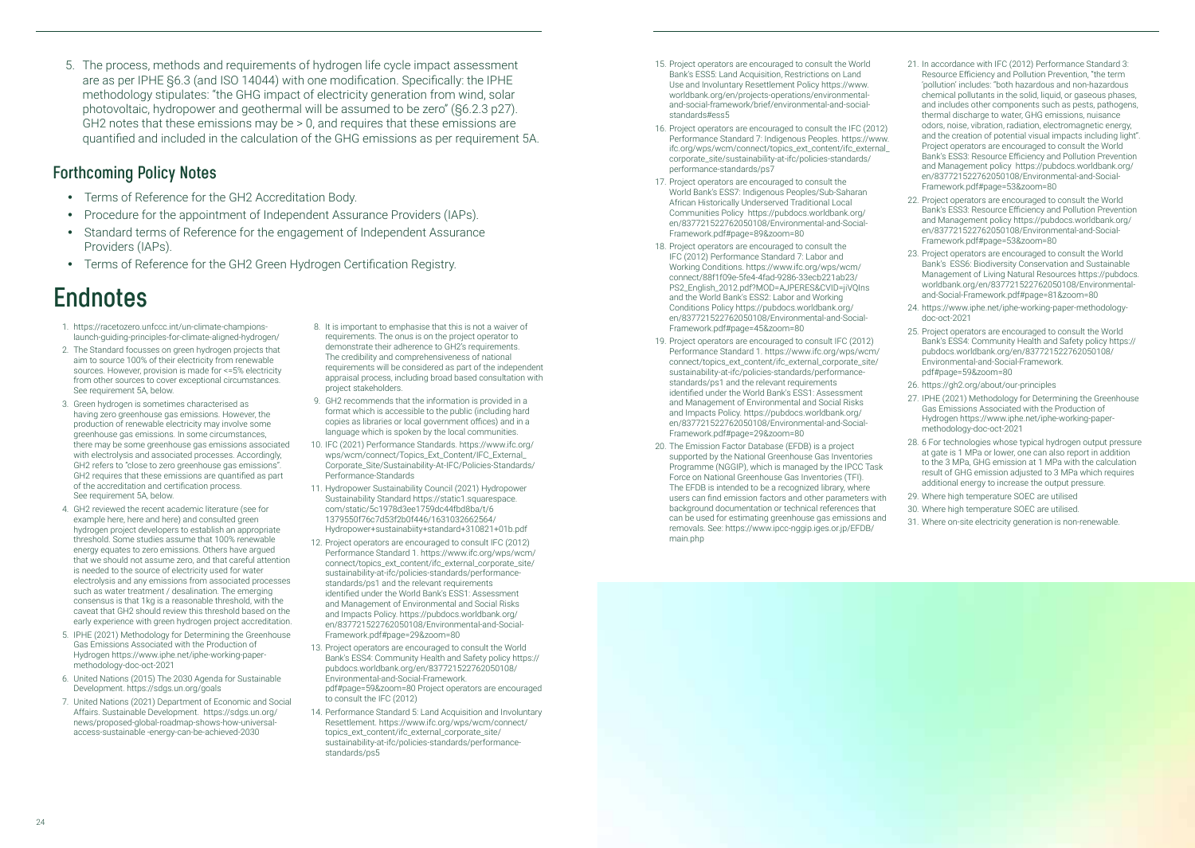5. The process, methods and requirements of hydrogen life cycle impact assessment are as per IPHE §6.3 (and ISO 14044) with one modification. Specifically: the IPHE methodology stipulates: "the GHG impact of electricity generation from wind, solar photovoltaic, hydropower and geothermal will be assumed to be zero" (§6.2.3 p27). GH2 notes that these emissions may be > 0, and requires that these emissions are quantified and included in the calculation of the GHG emissions as per requirement 5A.

## Forthcoming Policy Notes

- Terms of Reference for the GH2 Accreditation Body.
- Procedure for the appointment of Independent Assurance Providers (IAPs).
- Standard terms of Reference for the engagement of Independent Assurance Providers (IAPs).
- Terms of Reference for the GH2 Green Hydrogen Certification Registry.

# Endnotes

1. https://racetozero.unfccc.int/un-climate-champions-launch-guiding-principles-for-climate-aligned-hydrogen/
2. The Standard focusses on green hydrogen projects that aim to source 100% of their electricity from renewable sources. However, provision is made for <=5% electricity from other sources to cover exceptional circumstances. See requirement 5A, below.
3. Green hydrogen is sometimes characterised as having zero greenhouse gas emissions. However, the production of renewable electricity may involve some greenhouse gas emissions. In some circumstances, there may be some greenhouse gas emissions associated with electrolysis and associated processes. Accordingly, GH2 refers to "close to zero greenhouse gas emissions". GH2 requires that these emissions are quantified as part of the accreditation and certification process. See requirement 5A, below.
4. GH2 reviewed the recent academic literature (see for example here, here and here) and consulted green hydrogen project developers to establish an appropriate threshold. Some studies assume that 100% renewable energy equates to zero emissions. Others have argued that we should not assume zero, and that careful attention is needed to the source of electricity used for water electrolysis and any emissions from associated processes such as water treatment / desalination. The emerging consensus is that 1kg is a reasonable threshold, with the caveat that GH2 should review this threshold based on the early experience with green hydrogen project accreditation.
5. IPHE (2021) Methodology for Determining the Greenhouse Gas Emissions Associated with the Production of Hydrogen https://www.iphe.net/iphe-working-paper-methodology-doc-oct-2021
6. United Nations (2015) The 2030 Agenda for Sustainable Development. https://sdgs.un.org/goals
7. United Nations (2021) Department of Economic and Social Affairs. Sustainable Development. https://sdgs.un.org/news/proposed-global-roadmap-shows-how-universal-access-sustainable -energy-can-be-achieved-2030
8. It is important to emphasise that this is not a waiver of requirements. The onus is on the project operator to demonstrate their adherence to GH2's requirements. The credibility and comprehensiveness of national requirements will be considered as part of the independent appraisal process, including broad based consultation with project stakeholders.
9. GH2 recommends that the information is provided in a format which is accessible to the public (including hard copies as libraries or local government offices) and in a language which is spoken by the local communities.
10. IFC (2021) Performance Standards. https://www.ifc.org/wps/wcm/connect/Topics_Ext_Content/IFC_External_Corporate_Site/Sustainability-At-IFC/Policies-Standards/Performance-Standards
11. Hydropower Sustainability Council (2021) Hydropower Sustainability Standard https://static1.squarespace.com/static/5c1978d3ee1759dc44fbd8ba/t/61379550f76c7d53f2b0f446/1631032662564/Hydropower+sustainabiity+standard+310821+01b.pdf
12. Project operators are encouraged to consult IFC (2012) Performance Standard 1. https://www.ifc.org/wps/wcm/connect/topics_ext_content/ifc_external_corporate_site/sustainability-at-ifc/policies-standards/performance-standards/ps1 and the relevant requirements identified under the World Bank's ESS1: Assessment and Management of Environmental and Social Risks and Impacts Policy. https://pubdocs.worldbank.org/en/837721522762050108/Environmental-and-Social-Framework.pdf#page=29&zoom=80
13. Project operators are encouraged to consult the World Bank's ESS4: Community Health and Safety policy https://pubdocs.worldbank.org/en/837721522762050108/Environmental-and-Social-Framework.pdf#page=59&zoom=80 Project operators are encouraged to consult the IFC (2012)
14. Performance Standard 5: Land Acquisition and Involuntary Resettlement. https://www.ifc.org/wps/wcm/connect/topics_ext_content/ifc_external_corporate_site/sustainability-at-ifc/policies-standards/performance-standards/ps5
15. Project operators are encouraged to consult the World Bank's ESS5: Land Acquisition, Restrictions on Land Use and Involuntary Resettlement Policy https://www.worldbank.org/en/projects-operations/environmental-and-social-framework/brief/environmental-and-social-standards#ess5
16. Project operators are encouraged to consult the IFC (2012) Performance Standard 7: Indigenous Peoples. https://www.ifc.org/wps/wcm/connect/topics_ext_content/ifc_external_corporate_site/sustainability-at-ifc/policies-standards/performance-standards/ps7
17. Project operators are encouraged to consult the World Bank's ESS7: Indigenous Peoples/Sub-Saharan African Historically Underserved Traditional Local Communities Policy https://pubdocs.worldbank.org/en/837721522762050108/Environmental-and-Social-Framework.pdf#page=89&zoom=80
18. Project operators are encouraged to consult the IFC (2012) Performance Standard 7: Labor and Working Conditions. https://www.ifc.org/wps/wcm/connect/88f1f09e-5fe4-4fad-9286-33ecb221ab23/PS2_English_2012.pdf?MOD=AJPERES&CVID=jiVQIns and the World Bank's ESS2: Labor and Working Conditions Policy https://pubdocs.worldbank.org/en/837721522762050108/Environmental-and-Social-Framework.pdf#page=45&zoom=80
19. Project operators are encouraged to consult IFC (2012) Performance Standard 1. https://www.ifc.org/wps/wcm/connect/topics_ext_content/ifc_external_corporate_site/sustainability-at-ifc/policies-standards/performance-standards/ps1 and the relevant requirements identified under the World Bank's ESS1: Assessment and Management of Environmental and Social Risks and Impacts Policy. https://pubdocs.worldbank.org/en/837721522762050108/Environmental-and-Social-Framework.pdf#page=29&zoom=80
20. The Emission Factor Database (EFDB) is a project supported by the National Greenhouse Gas Inventories Programme (NGGIP), which is managed by the IPCC Task Force on National Greenhouse Gas Inventories (TFI). The EFDB is intended to be a recognized library, where users can find emission factors and other parameters with background documentation or technical references that can be used for estimating greenhouse gas emissions and removals. See: https://www.ipcc-nggip.iges.or.jp/EFDB/main.php
21. In accordance with IFC (2012) Performance Standard 3: Resource Efficiency and Pollution Prevention, "the term 'pollution' includes: "both hazardous and non-hazardous chemical pollutants in the solid, liquid, or gaseous phases, and includes other components such as pests, pathogens, thermal discharge to water, GHG emissions, nuisance odors, noise, vibration, radiation, electromagnetic energy, and the creation of potential visual impacts including light". Project operators are encouraged to consult the World Bank's ESS3: Resource Efficiency and Pollution Prevention and Management policy https://pubdocs.worldbank.org/en/837721522762050108/Environmental-and-Social-Framework.pdf#page=53&zoom=80
22. Project operators are encouraged to consult the World Bank's ESS3: Resource Efficiency and Pollution Prevention and Management policy https://pubdocs.worldbank.org/en/837721522762050108/Environmental-and-Social-Framework.pdf#page=53&zoom=80
23. Project operators are encouraged to consult the World Bank's ESS6: Biodiversity Conservation and Sustainable Management of Living Natural Resources https://pubdocs.worldbank.org/en/837721522762050108/Environmental-and-Social-Framework.pdf#page=81&zoom=80
24. https://www.iphe.net/iphe-working-paper-methodology-doc-oct-2021
25. Project operators are encouraged to consult the World Bank's ESS4: Community Health and Safety policy https://pubdocs.worldbank.org/en/837721522762050108/Environmental-and-Social-Framework.pdf#page=59&zoom=80
26. https://gh2.org/about/our-principles
27. IPHE (2021) Methodology for Determining the Greenhouse Gas Emissions Associated with the Production of Hydrogen https://www.iphe.net/iphe-working-paper-methodology-doc-oct-2021
28. 6 For technologies whose typical hydrogen output pressure at gate is 1 MPa or lower, one can also report in addition to the 3 MPa, GHG emission at 1 MPa with the calculation result of GHG emission adjusted to 3 MPa which requires additional energy to increase the output pressure.
29. Where high temperature SOEC are utilised
30. Where high temperature SOEC are utilised.
31. Where on-site electricity generation is non-renewable.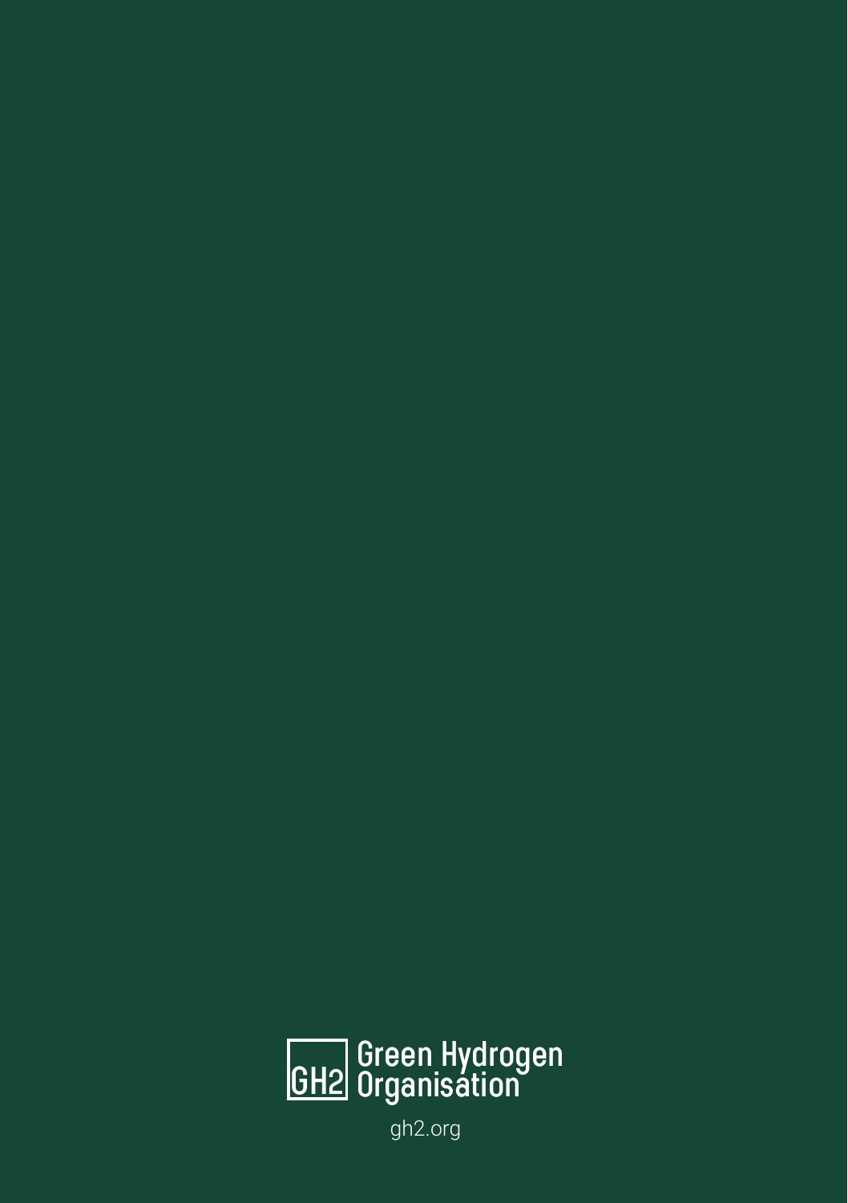GH2 Green Hydrogen Organisation

gh2.org